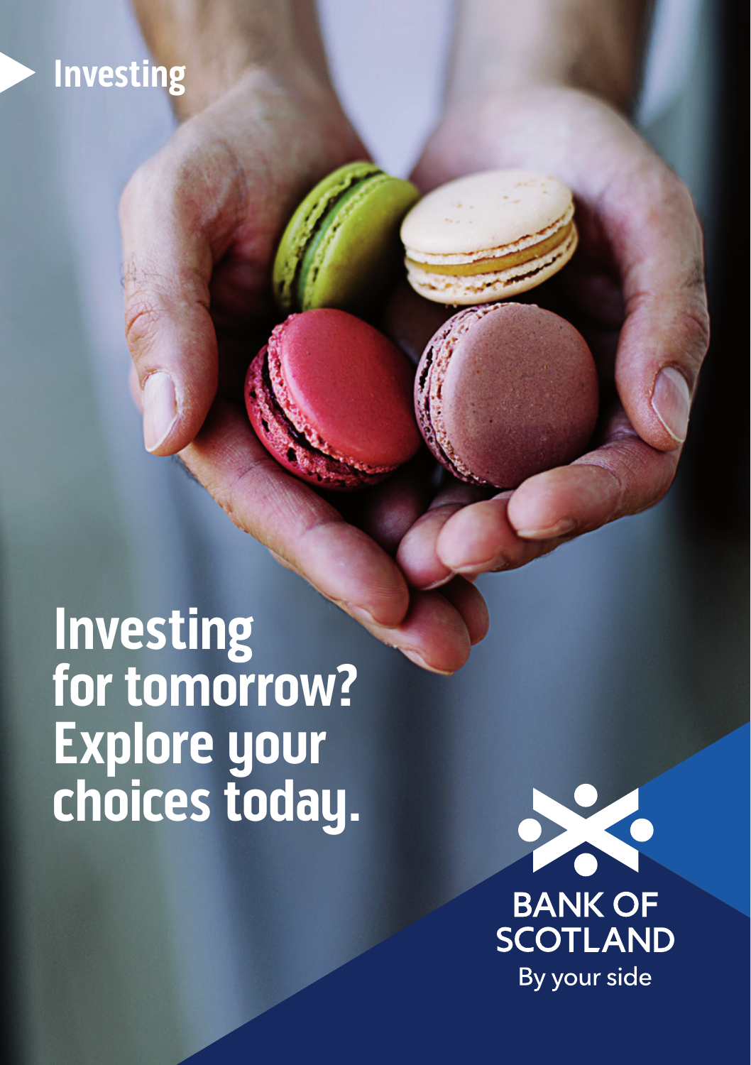Investing

# Investing for tomorrow? Explore your choices today.

BANK OF SCOTLAND

By your side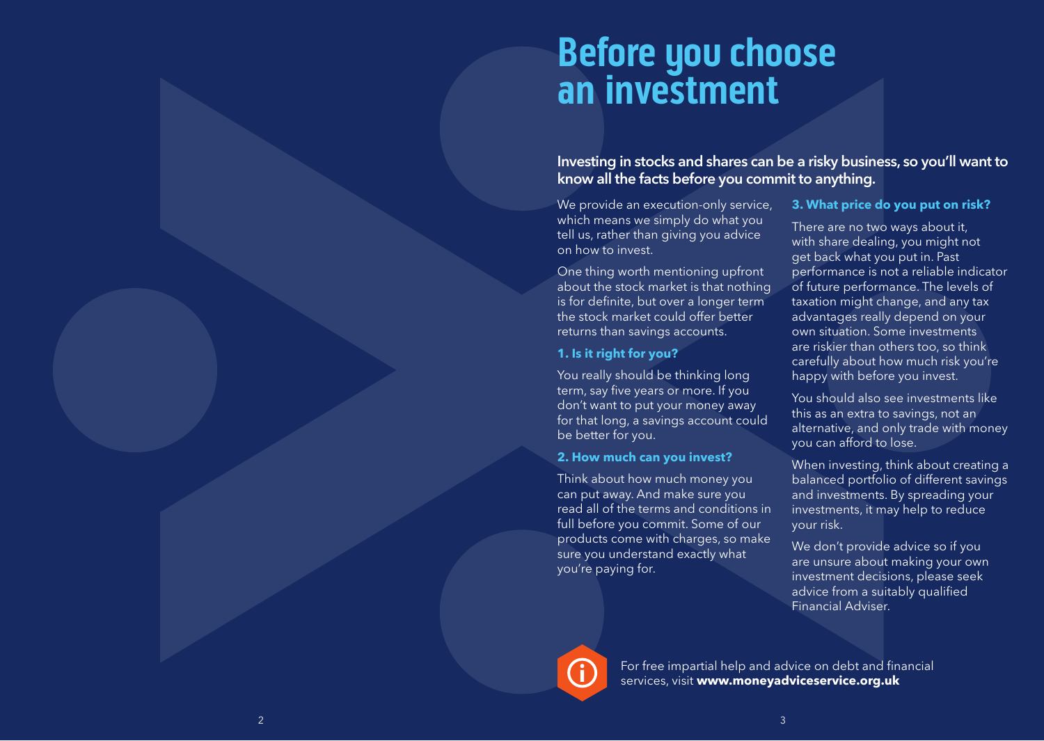# Before you choose an investment

**Investing in stocks and shares can be a risky business, so you'll want to know all the facts before you commit to anything.**

We provide an execution-only service, which means we simply do what you tell us, rather than giving you advice on how to invest.

One thing worth mentioning upfront about the stock market is that nothing is for definite, but over a longer term the stock market could offer better returns than savings accounts.

### 1. Is it right for you?

You really should be thinking long term, say five years or more. If you don't want to put your money away for that long, a savings account could be better for you.

### 2. How much can you invest?

Think about how much money you can put away. And make sure you read all of the terms and conditions in full before you commit. Some of our products come with charges, so make sure you understand exactly what you're paying for.

### 3. What price do you put on risk?

There are no two ways about it, with share dealing, you might not get back what you put in. Past performance is not a reliable indicator of future performance. The levels of taxation might change, and any tax advantages really depend on your own situation. Some investments are riskier than others too, so think carefully about how much risk you're happy with before you invest.

You should also see investments like this as an extra to savings, not an alternative, and only trade with money you can afford to lose.

When investing, think about creating a balanced portfolio of different savings and investments. By spreading your investments, it may help to reduce your risk.

We don't provide advice so if you are unsure about making your own investment decisions, please seek advice from a suitably qualified Financial Adviser.

For free impartial help and advice on debt and financial services, visit **www.moneyadviceservice.org.uk**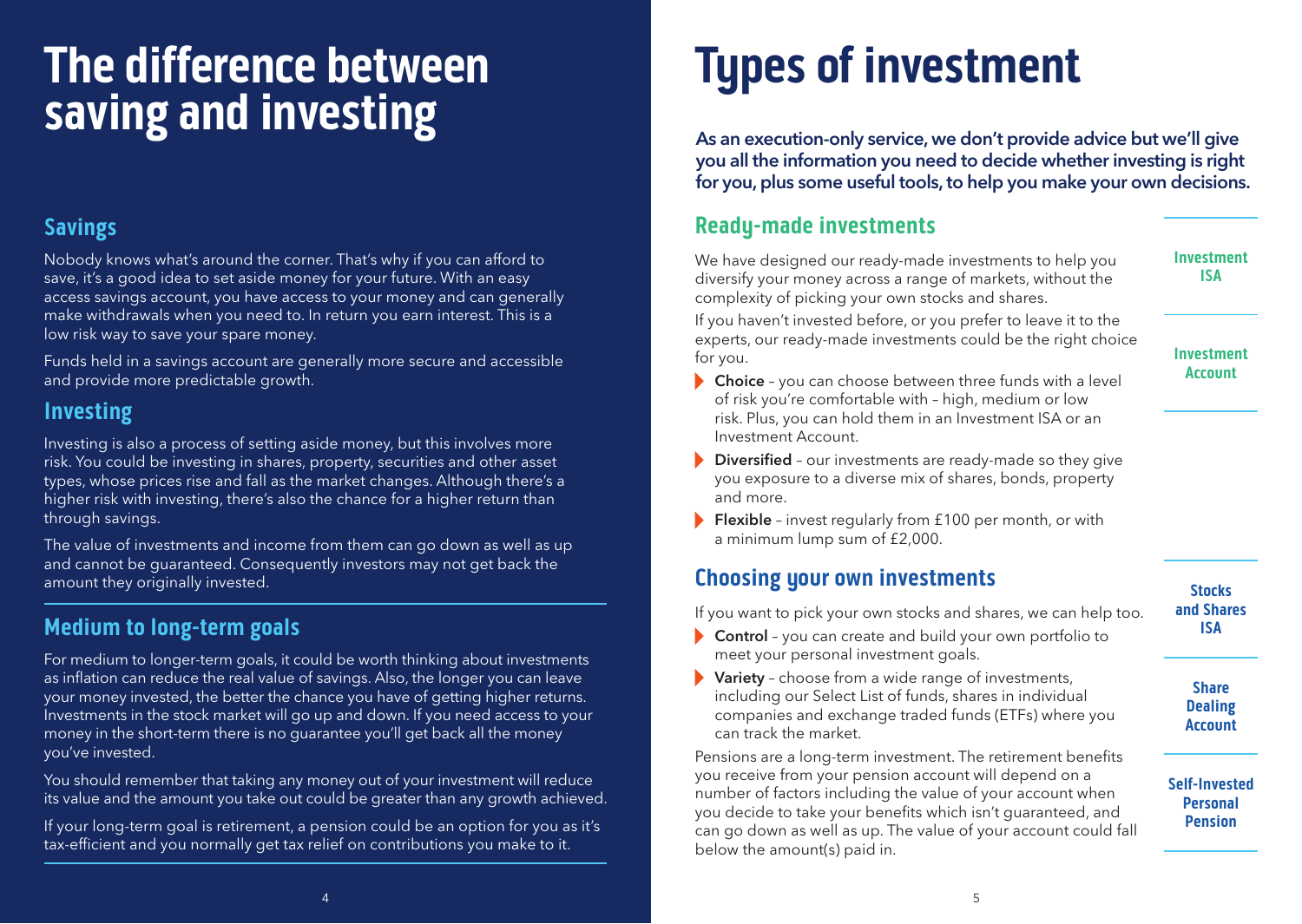# The difference between saving and investing

## Savings

Nobody knows what's around the corner. That's why if you can afford to save, it's a good idea to set aside money for your future. With an easy access savings account, you have access to your money and can generally make withdrawals when you need to. In return you earn interest. This is a low risk way to save your spare money.

Funds held in a savings account are generally more secure and accessible and provide more predictable growth.

## Investing

Investing is also a process of setting aside money, but this involves more risk. You could be investing in shares, property, securities and other asset types, whose prices rise and fall as the market changes. Although there's a higher risk with investing, there's also the chance for a higher return than through savings.

The value of investments and income from them can go down as well as up and cannot be guaranteed. Consequently investors may not get back the amount they originally invested.

## Medium to long-term goals

For medium to longer-term goals, it could be worth thinking about investments as inflation can reduce the real value of savings. Also, the longer you can leave your money invested, the better the chance you have of getting higher returns. Investments in the stock market will go up and down. If you need access to your money in the short-term there is no guarantee you'll get back all the money you've invested.

You should remember that taking any money out of your investment will reduce its value and the amount you take out could be greater than any growth achieved.

If your long-term goal is retirement, a pension could be an option for you as it's tax-efficient and you normally get tax relief on contributions you make to it.

# Types of investment

**As an execution-only service, we don't provide advice but we'll give you all the information you need to decide whether investing is right for you, plus some useful tools, to help you make your own decisions.**

## Ready-made investments

**Investment ISA** | **Investment Account**

We have designed our ready-made investments to help you diversify your money across a range of markets, without the complexity of picking your own stocks and shares.

If you haven't invested before, or you prefer to leave it to the experts, our ready-made investments could be the right choice for you.

- **Choice** – you can choose between three funds with a level of risk you're comfortable with – high, medium or low risk. Plus, you can hold them in an Investment ISA or an Investment Account.
- **Diversified** – our investments are ready-made so they give you exposure to a diverse mix of shares, bonds, property and more.
- **Flexible** – invest regularly from £100 per month, or with a minimum lump sum of £2,000.

## Choosing your own investments

**Stocks and Shares ISA** | **Share Dealing Account** | **Self-Invested Personal Pension**

If you want to pick your own stocks and shares, we can help too.

- **Control** – you can create and build your own portfolio to meet your personal investment goals.
- **Variety** – choose from a wide range of investments, including our Select List of funds, shares in individual companies and exchange traded funds (ETFs) where you can track the market.

Pensions are a long-term investment. The retirement benefits you receive from your pension account will depend on a number of factors including the value of your account when you decide to take your benefits which isn't guaranteed, and can go down as well as up. The value of your account could fall below the amount(s) paid in.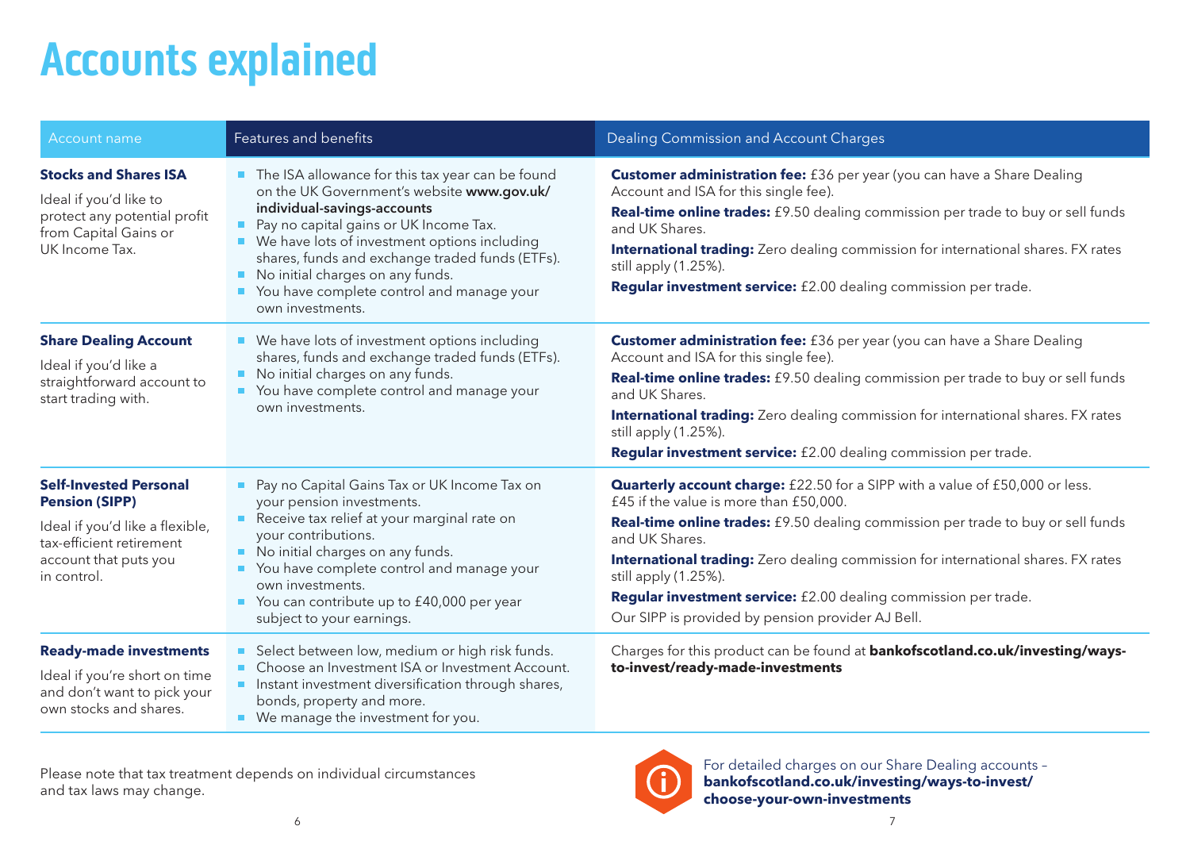# Accounts explained

| Account name | Features and benefits | Dealing Commission and Account Charges |
|---|---|---|
| **Stocks and Shares ISA**<br>Ideal if you'd like to protect any potential profit from Capital Gains or UK Income Tax. | • The ISA allowance for this tax year can be found on the UK Government's website **www.gov.uk/individual-savings-accounts**<br>• Pay no capital gains or UK Income Tax.<br>• We have lots of investment options including shares, funds and exchange traded funds (ETFs).<br>• No initial charges on any funds.<br>• You have complete control and manage your own investments. | **Customer administration fee:** £36 per year (you can have a Share Dealing Account and ISA for this single fee).<br>**Real-time online trades:** £9.50 dealing commission per trade to buy or sell funds and UK Shares.<br>**International trading:** Zero dealing commission for international shares. FX rates still apply (1.25%).<br>**Regular investment service:** £2.00 dealing commission per trade. |
| **Share Dealing Account**<br>Ideal if you'd like a straightforward account to start trading with. | • We have lots of investment options including shares, funds and exchange traded funds (ETFs).<br>• No initial charges on any funds.<br>• You have complete control and manage your own investments. | **Customer administration fee:** £36 per year (you can have a Share Dealing Account and ISA for this single fee).<br>**Real-time online trades:** £9.50 dealing commission per trade to buy or sell funds and UK Shares.<br>**International trading:** Zero dealing commission for international shares. FX rates still apply (1.25%).<br>**Regular investment service:** £2.00 dealing commission per trade. |
| **Self-Invested Personal Pension (SIPP)**<br>Ideal if you'd like a flexible, tax-efficient retirement account that puts you in control. | • Pay no Capital Gains Tax or UK Income Tax on your pension investments.<br>• Receive tax relief at your marginal rate on your contributions.<br>• No initial charges on any funds.<br>• You have complete control and manage your own investments.<br>• You can contribute up to £40,000 per year subject to your earnings. | **Quarterly account charge:** £22.50 for a SIPP with a value of £50,000 or less. £45 if the value is more than £50,000.<br>**Real-time online trades:** £9.50 dealing commission per trade to buy or sell funds and UK Shares.<br>**International trading:** Zero dealing commission for international shares. FX rates still apply (1.25%).<br>**Regular investment service:** £2.00 dealing commission per trade.<br>Our SIPP is provided by pension provider AJ Bell. |
| **Ready-made investments**<br>Ideal if you're short on time and don't want to pick your own stocks and shares. | • Select between low, medium or high risk funds.<br>• Choose an Investment ISA or Investment Account.<br>• Instant investment diversification through shares, bonds, property and more.<br>• We manage the investment for you. | Charges for this product can be found at **bankofscotland.co.uk/investing/ways-to-invest/ready-made-investments** |

Please note that tax treatment depends on individual circumstances and tax laws may change.

For detailed charges on our Share Dealing accounts – **bankofscotland.co.uk/investing/ways-to-invest/choose-your-own-investments**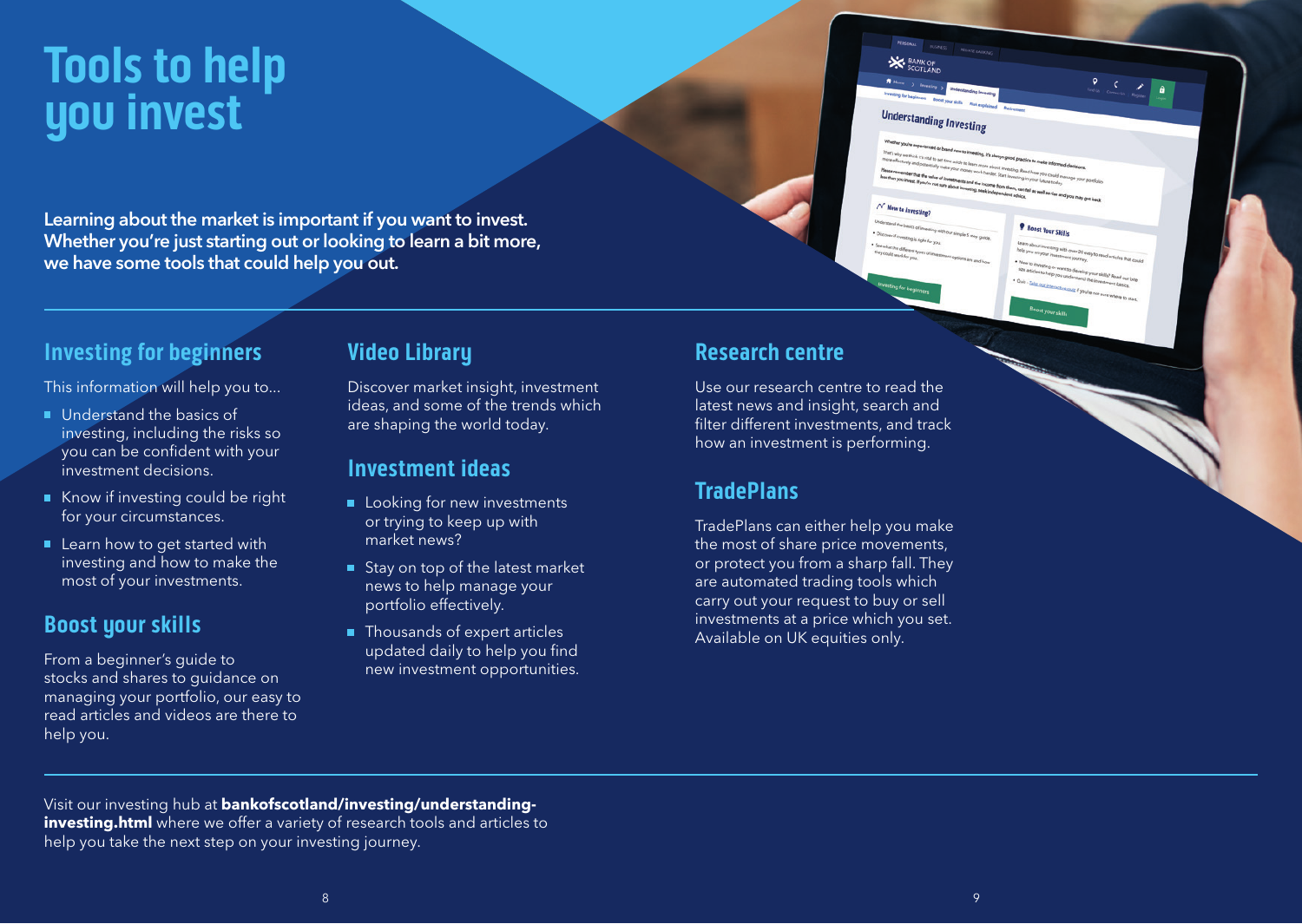# Tools to help you invest

**Learning about the market is important if you want to invest. Whether you're just starting out or looking to learn a bit more, we have some tools that could help you out.**

## Investing for beginners

This information will help you to...

- Understand the basics of investing, including the risks so you can be confident with your investment decisions.
- Know if investing could be right for your circumstances.
- Learn how to get started with investing and how to make the most of your investments.

## Boost your skills

From a beginner's guide to stocks and shares to guidance on managing your portfolio, our easy to read articles and videos are there to help you.

## Video Library

Discover market insight, investment ideas, and some of the trends which are shaping the world today.

## Investment ideas

- Looking for new investments or trying to keep up with market news?
- Stay on top of the latest market news to help manage your portfolio effectively.
- Thousands of expert articles updated daily to help you find new investment opportunities.

## Research centre

Use our research centre to read the latest news and insight, search and filter different investments, and track how an investment is performing.

## TradePlans

TradePlans can either help you make the most of share price movements, or protect you from a sharp fall. They are automated trading tools which carry out your request to buy or sell investments at a price which you set. Available on UK equities only.

Visit our investing hub at **bankofscotland/investing/understanding-investing.html** where we offer a variety of research tools and articles to help you take the next step on your investing journey.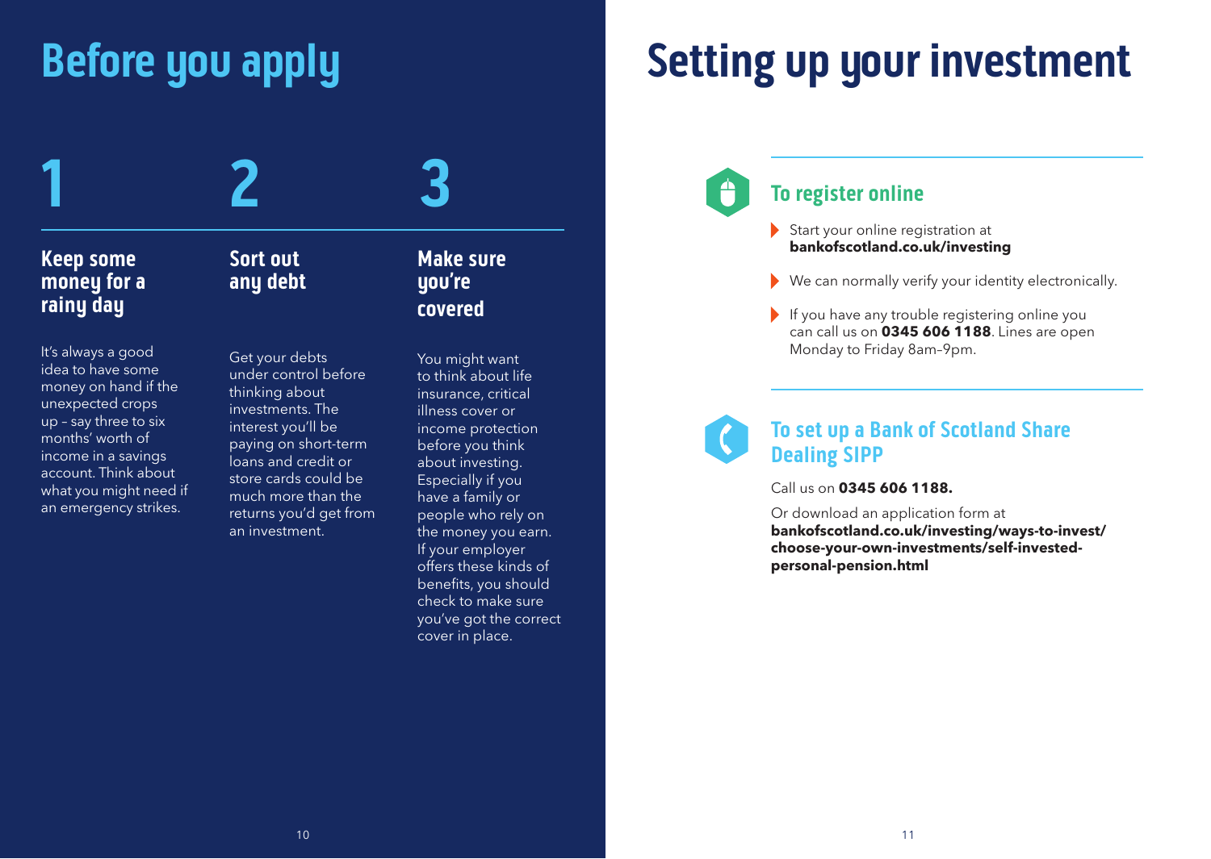# Before you apply

## 1

### Keep some money for a rainy day

It's always a good idea to have some money on hand if the unexpected crops up – say three to six months' worth of income in a savings account. Think about what you might need if an emergency strikes.

## 2

### Sort out any debt

Get your debts under control before thinking about investments. The interest you'll be paying on short-term loans and credit or store cards could be much more than the returns you'd get from an investment.

## 3

### Make sure you're covered

You might want to think about life insurance, critical illness cover or income protection before you think about investing. Especially if you have a family or people who rely on the money you earn. If your employer offers these kinds of benefits, you should check to make sure you've got the correct cover in place.

# Setting up your investment

## To register online

- Start your online registration at **bankofscotland.co.uk/investing**
- We can normally verify your identity electronically.
- If you have any trouble registering online you can call us on **0345 606 1188**. Lines are open Monday to Friday 8am–9pm.

## To set up a Bank of Scotland Share Dealing SIPP

Call us on **0345 606 1188.**

Or download an application form at **bankofscotland.co.uk/investing/ways-to-invest/choose-your-own-investments/self-invested-personal-pension.html**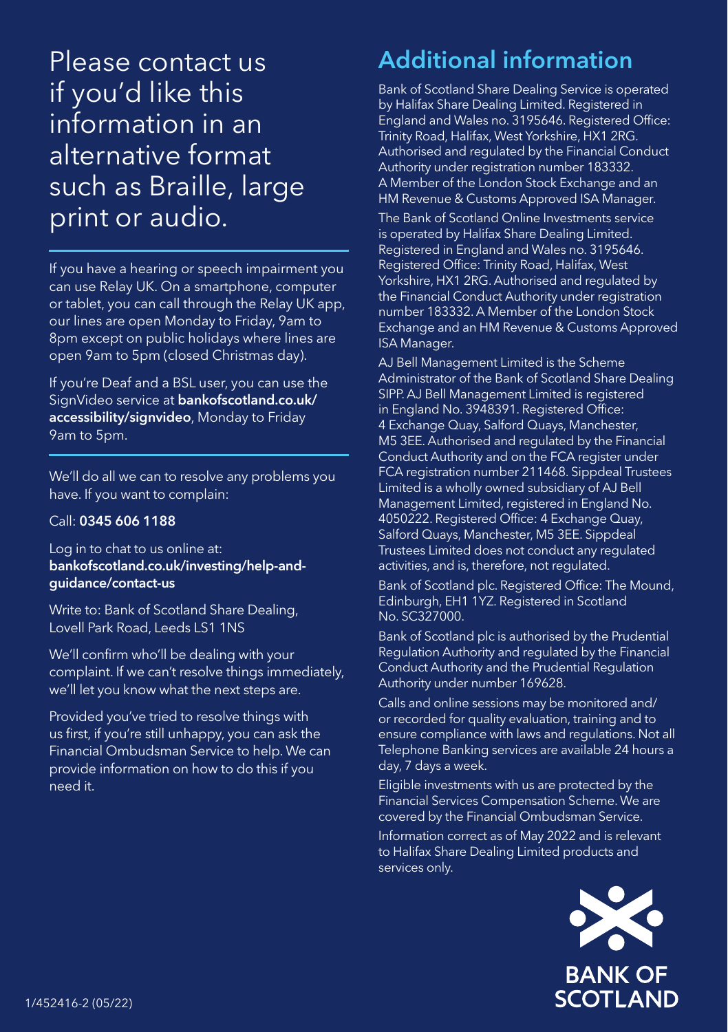# Please contact us if you'd like this information in an alternative format such as Braille, large print or audio.

If you have a hearing or speech impairment you can use Relay UK. On a smartphone, computer or tablet, you can call through the Relay UK app, our lines are open Monday to Friday, 9am to 8pm except on public holidays where lines are open 9am to 5pm (closed Christmas day).

If you're Deaf and a BSL user, you can use the SignVideo service at **bankofscotland.co.uk/accessibility/signvideo**, Monday to Friday 9am to 5pm.

We'll do all we can to resolve any problems you have. If you want to complain:

Call: **0345 606 1188**

Log in to chat to us online at: **bankofscotland.co.uk/investing/help-and-guidance/contact-us**

Write to: Bank of Scotland Share Dealing, Lovell Park Road, Leeds LS1 1NS

We'll confirm who'll be dealing with your complaint. If we can't resolve things immediately, we'll let you know what the next steps are.

Provided you've tried to resolve things with us first, if you're still unhappy, you can ask the Financial Ombudsman Service to help. We can provide information on how to do this if you need it.

## Additional information

Bank of Scotland Share Dealing Service is operated by Halifax Share Dealing Limited. Registered in England and Wales no. 3195646. Registered Office: Trinity Road, Halifax, West Yorkshire, HX1 2RG. Authorised and regulated by the Financial Conduct Authority under registration number 183332. A Member of the London Stock Exchange and an HM Revenue & Customs Approved ISA Manager.

The Bank of Scotland Online Investments service is operated by Halifax Share Dealing Limited. Registered in England and Wales no. 3195646. Registered Office: Trinity Road, Halifax, West Yorkshire, HX1 2RG. Authorised and regulated by the Financial Conduct Authority under registration number 183332. A Member of the London Stock Exchange and an HM Revenue & Customs Approved ISA Manager.

AJ Bell Management Limited is the Scheme Administrator of the Bank of Scotland Share Dealing SIPP. AJ Bell Management Limited is registered in England No. 3948391. Registered Office: 4 Exchange Quay, Salford Quays, Manchester, M5 3EE. Authorised and regulated by the Financial Conduct Authority and on the FCA register under FCA registration number 211468. Sippdeal Trustees Limited is a wholly owned subsidiary of AJ Bell Management Limited, registered in England No. 4050222. Registered Office: 4 Exchange Quay, Salford Quays, Manchester, M5 3EE. Sippdeal Trustees Limited does not conduct any regulated activities, and is, therefore, not regulated.

Bank of Scotland plc. Registered Office: The Mound, Edinburgh, EH1 1YZ. Registered in Scotland No. SC327000.

Bank of Scotland plc is authorised by the Prudential Regulation Authority and regulated by the Financial Conduct Authority and the Prudential Regulation Authority under number 169628.

Calls and online sessions may be monitored and/or recorded for quality evaluation, training and to ensure compliance with laws and regulations. Not all Telephone Banking services are available 24 hours a day, 7 days a week.

Eligible investments with us are protected by the Financial Services Compensation Scheme. We are covered by the Financial Ombudsman Service.

Information correct as of May 2022 and is relevant to Halifax Share Dealing Limited products and services only.

BANK OF SCOTLAND

1/452416-2 (05/22)